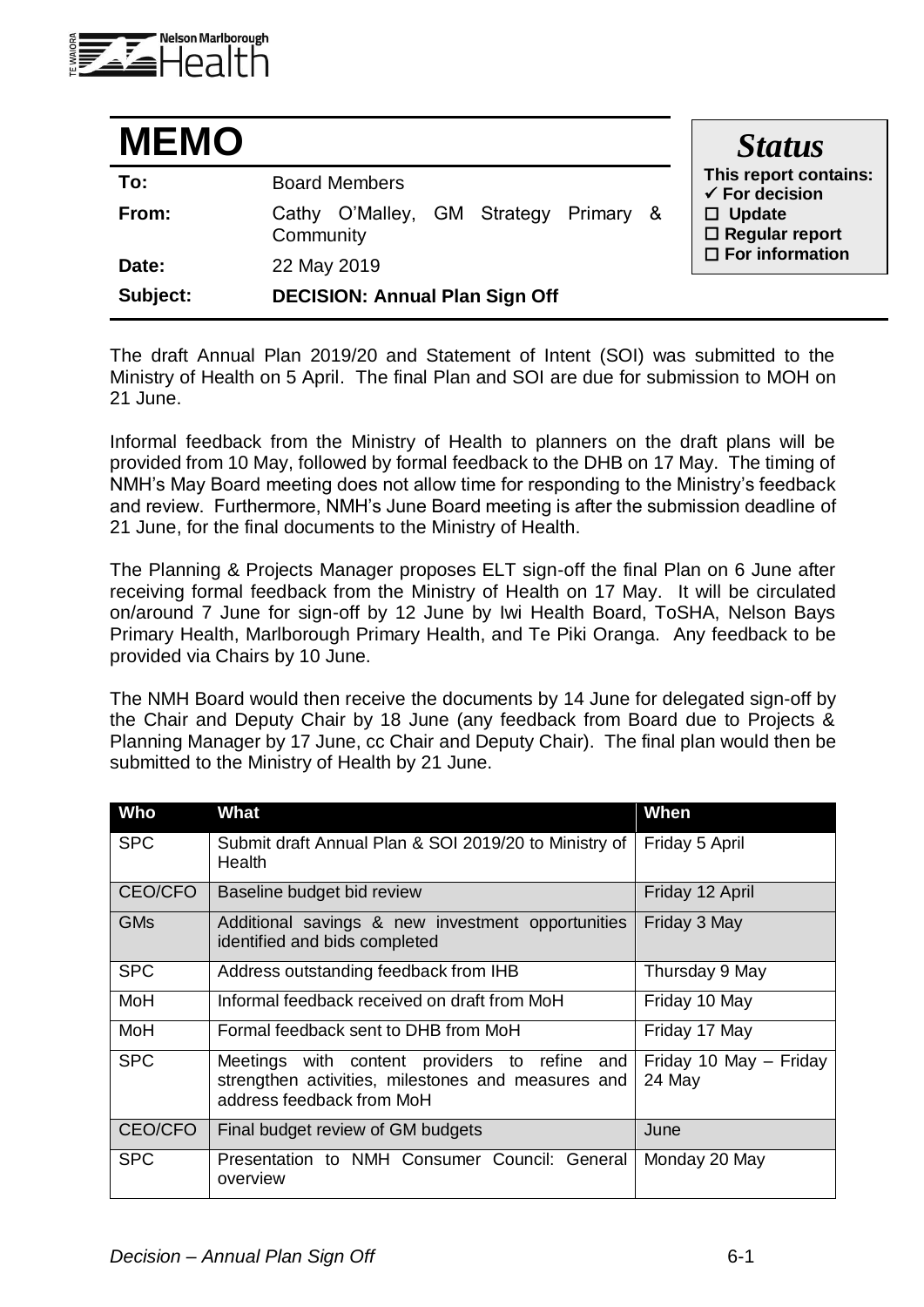# MEMO

| | |
|---|---|
| **To:** | Board Members |
| **From:** | Cathy O'Malley, GM Strategy Primary & Community |
| **Date:** | 22 May 2019 |
| **Subject:** | **DECISION: Annual Plan Sign Off** |

***Status***

**This report contains:**
- ✓ **For decision**
- ☐ **Update**
- ☐ **Regular report**
- ☐ **For information**

The draft Annual Plan 2019/20 and Statement of Intent (SOI) was submitted to the Ministry of Health on 5 April. The final Plan and SOI are due for submission to MOH on 21 June.

Informal feedback from the Ministry of Health to planners on the draft plans will be provided from 10 May, followed by formal feedback to the DHB on 17 May. The timing of NMH's May Board meeting does not allow time for responding to the Ministry's feedback and review. Furthermore, NMH's June Board meeting is after the submission deadline of 21 June, for the final documents to the Ministry of Health.

The Planning & Projects Manager proposes ELT sign-off the final Plan on 6 June after receiving formal feedback from the Ministry of Health on 17 May. It will be circulated on/around 7 June for sign-off by 12 June by Iwi Health Board, ToSHA, Nelson Bays Primary Health, Marlborough Primary Health, and Te Piki Oranga. Any feedback to be provided via Chairs by 10 June.

The NMH Board would then receive the documents by 14 June for delegated sign-off by the Chair and Deputy Chair by 18 June (any feedback from Board due to Projects & Planning Manager by 17 June, cc Chair and Deputy Chair). The final plan would then be submitted to the Ministry of Health by 21 June.

| Who | What | When |
|---|---|---|
| SPC | Submit draft Annual Plan & SOI 2019/20 to Ministry of Health | Friday 5 April |
| CEO/CFO | Baseline budget bid review | Friday 12 April |
| GMs | Additional savings & new investment opportunities identified and bids completed | Friday 3 May |
| SPC | Address outstanding feedback from IHB | Thursday 9 May |
| MoH | Informal feedback received on draft from MoH | Friday 10 May |
| MoH | Formal feedback sent to DHB from MoH | Friday 17 May |
| SPC | Meetings with content providers to refine and strengthen activities, milestones and measures and address feedback from MoH | Friday 10 May – Friday 24 May |
| CEO/CFO | Final budget review of GM budgets | June |
| SPC | Presentation to NMH Consumer Council: General overview | Monday 20 May |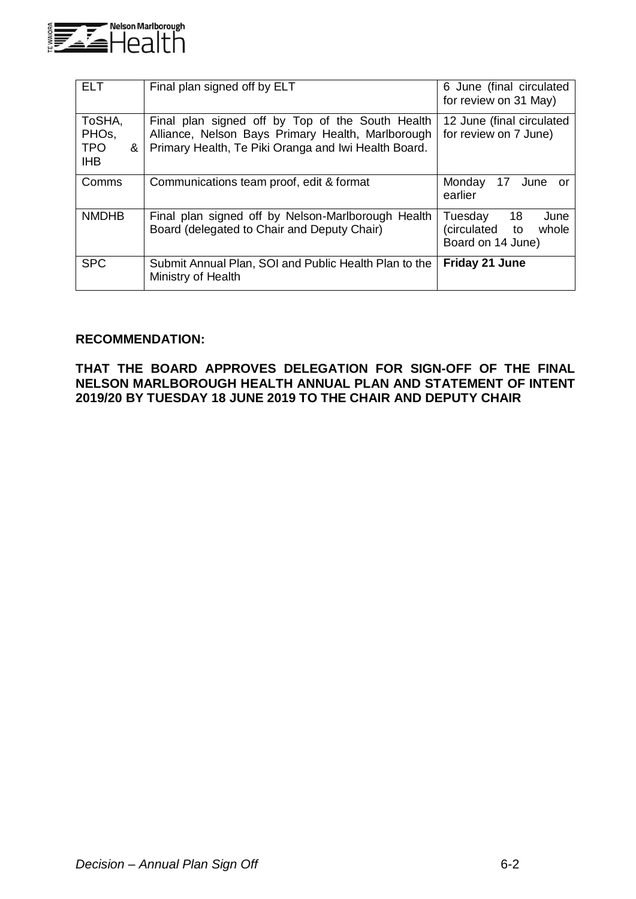| | | |
|---|---|---|
| ELT | Final plan signed off by ELT | 6 June (final circulated for review on 31 May) |
| ToSHA, PHOs, TPO & IHB | Final plan signed off by Top of the South Health Alliance, Nelson Bays Primary Health, Marlborough Primary Health, Te Piki Oranga and Iwi Health Board. | 12 June (final circulated for review on 7 June) |
| Comms | Communications team proof, edit & format | Monday 17 June or earlier |
| NMDHB | Final plan signed off by Nelson-Marlborough Health Board (delegated to Chair and Deputy Chair) | Tuesday 18 June (circulated to whole Board on 14 June) |
| SPC | Submit Annual Plan, SOI and Public Health Plan to the Ministry of Health | **Friday 21 June** |

**RECOMMENDATION:**

**THAT THE BOARD APPROVES DELEGATION FOR SIGN-OFF OF THE FINAL NELSON MARLBOROUGH HEALTH ANNUAL PLAN AND STATEMENT OF INTENT 2019/20 BY TUESDAY 18 JUNE 2019 TO THE CHAIR AND DEPUTY CHAIR**